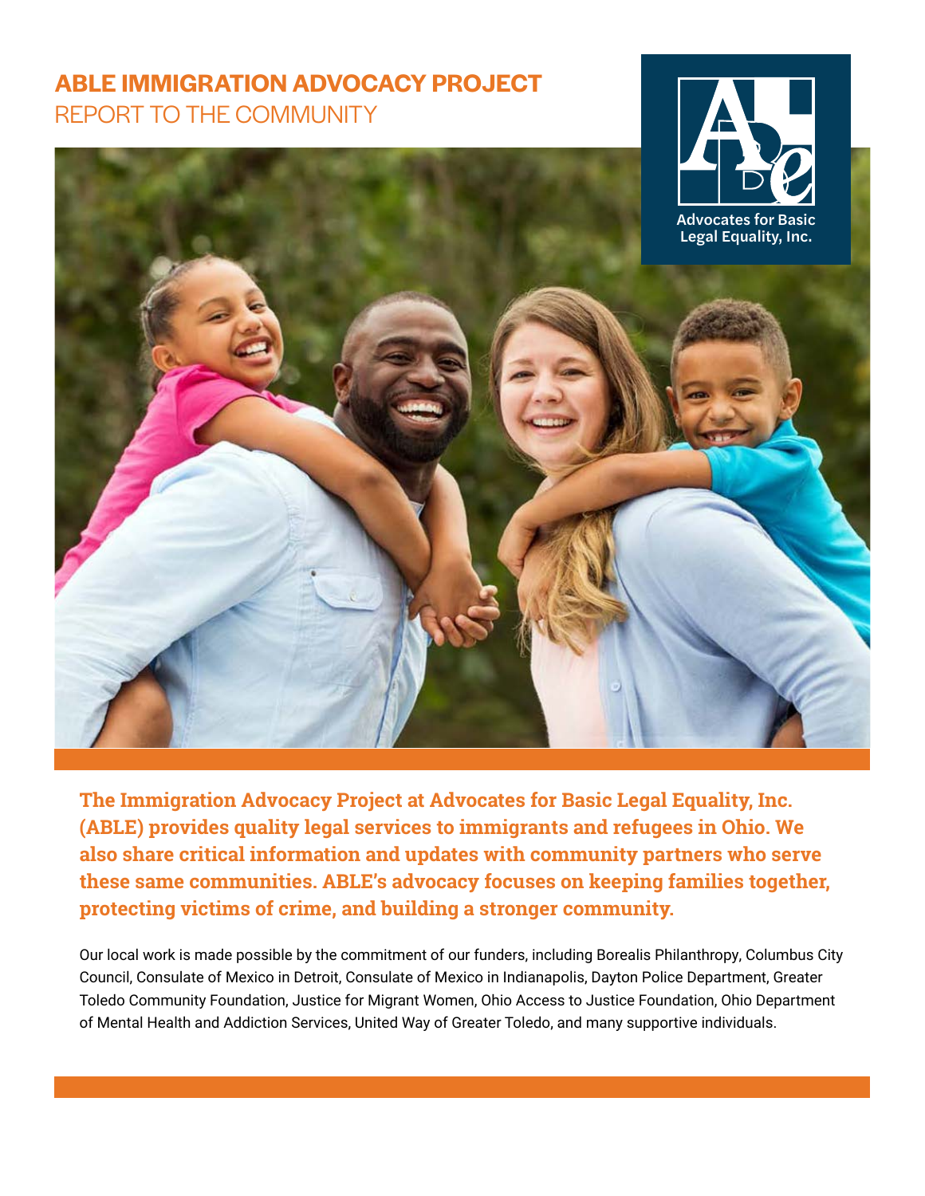# ABLE IMMIGRATION ADVOCACY PROJECT

## REPORT TO THE COMMUNITY

Advocates for Basic Legal Equality, Inc.

**The Immigration Advocacy Project at Advocates for Basic Legal Equality, Inc. (ABLE) provides quality legal services to immigrants and refugees in Ohio. We also share critical information and updates with community partners who serve these same communities. ABLE's advocacy focuses on keeping families together, protecting victims of crime, and building a stronger community.**

Our local work is made possible by the commitment of our funders, including Borealis Philanthropy, Columbus City Council, Consulate of Mexico in Detroit, Consulate of Mexico in Indianapolis, Dayton Police Department, Greater Toledo Community Foundation, Justice for Migrant Women, Ohio Access to Justice Foundation, Ohio Department of Mental Health and Addiction Services, United Way of Greater Toledo, and many supportive individuals.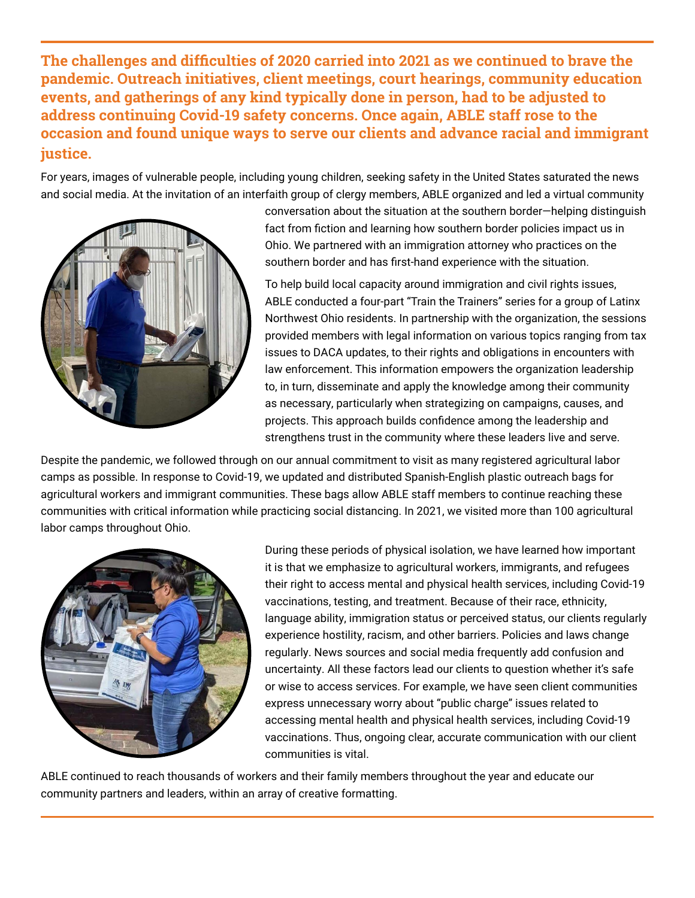**The challenges and difficulties of 2020 carried into 2021 as we continued to brave the pandemic. Outreach initiatives, client meetings, court hearings, community education events, and gatherings of any kind typically done in person, had to be adjusted to address continuing Covid-19 safety concerns. Once again, ABLE staff rose to the occasion and found unique ways to serve our clients and advance racial and immigrant justice.**

For years, images of vulnerable people, including young children, seeking safety in the United States saturated the news and social media. At the invitation of an interfaith group of clergy members, ABLE organized and led a virtual community conversation about the situation at the southern border—helping distinguish fact from fiction and learning how southern border policies impact us in Ohio. We partnered with an immigration attorney who practices on the southern border and has first-hand experience with the situation.

To help build local capacity around immigration and civil rights issues, ABLE conducted a four-part "Train the Trainers" series for a group of Latinx Northwest Ohio residents. In partnership with the organization, the sessions provided members with legal information on various topics ranging from tax issues to DACA updates, to their rights and obligations in encounters with law enforcement. This information empowers the organization leadership to, in turn, disseminate and apply the knowledge among their community as necessary, particularly when strategizing on campaigns, causes, and projects. This approach builds confidence among the leadership and strengthens trust in the community where these leaders live and serve.

Despite the pandemic, we followed through on our annual commitment to visit as many registered agricultural labor camps as possible. In response to Covid-19, we updated and distributed Spanish-English plastic outreach bags for agricultural workers and immigrant communities. These bags allow ABLE staff members to continue reaching these communities with critical information while practicing social distancing. In 2021, we visited more than 100 agricultural labor camps throughout Ohio.

During these periods of physical isolation, we have learned how important it is that we emphasize to agricultural workers, immigrants, and refugees their right to access mental and physical health services, including Covid-19 vaccinations, testing, and treatment. Because of their race, ethnicity, language ability, immigration status or perceived status, our clients regularly experience hostility, racism, and other barriers. Policies and laws change regularly. News sources and social media frequently add confusion and uncertainty. All these factors lead our clients to question whether it's safe or wise to access services. For example, we have seen client communities express unnecessary worry about "public charge" issues related to accessing mental health and physical health services, including Covid-19 vaccinations. Thus, ongoing clear, accurate communication with our client communities is vital.

ABLE continued to reach thousands of workers and their family members throughout the year and educate our community partners and leaders, within an array of creative formatting.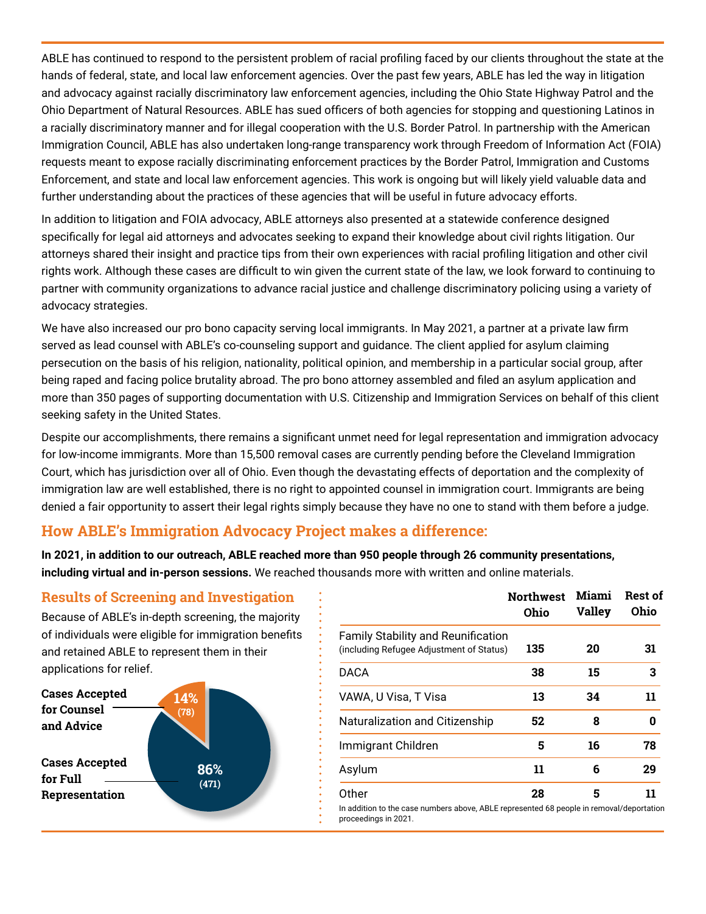ABLE has continued to respond to the persistent problem of racial profiling faced by our clients throughout the state at the hands of federal, state, and local law enforcement agencies. Over the past few years, ABLE has led the way in litigation and advocacy against racially discriminatory law enforcement agencies, including the Ohio State Highway Patrol and the Ohio Department of Natural Resources. ABLE has sued officers of both agencies for stopping and questioning Latinos in a racially discriminatory manner and for illegal cooperation with the U.S. Border Patrol. In partnership with the American Immigration Council, ABLE has also undertaken long-range transparency work through Freedom of Information Act (FOIA) requests meant to expose racially discriminating enforcement practices by the Border Patrol, Immigration and Customs Enforcement, and state and local law enforcement agencies. This work is ongoing but will likely yield valuable data and further understanding about the practices of these agencies that will be useful in future advocacy efforts.

In addition to litigation and FOIA advocacy, ABLE attorneys also presented at a statewide conference designed specifically for legal aid attorneys and advocates seeking to expand their knowledge about civil rights litigation. Our attorneys shared their insight and practice tips from their own experiences with racial profiling litigation and other civil rights work. Although these cases are difficult to win given the current state of the law, we look forward to continuing to partner with community organizations to advance racial justice and challenge discriminatory policing using a variety of advocacy strategies.

We have also increased our pro bono capacity serving local immigrants. In May 2021, a partner at a private law firm served as lead counsel with ABLE's co-counseling support and guidance. The client applied for asylum claiming persecution on the basis of his religion, nationality, political opinion, and membership in a particular social group, after being raped and facing police brutality abroad. The pro bono attorney assembled and filed an asylum application and more than 350 pages of supporting documentation with U.S. Citizenship and Immigration Services on behalf of this client seeking safety in the United States.

Despite our accomplishments, there remains a significant unmet need for legal representation and immigration advocacy for low-income immigrants. More than 15,500 removal cases are currently pending before the Cleveland Immigration Court, which has jurisdiction over all of Ohio. Even though the devastating effects of deportation and the complexity of immigration law are well established, there is no right to appointed counsel in immigration court. Immigrants are being denied a fair opportunity to assert their legal rights simply because they have no one to stand with them before a judge.

## How ABLE's Immigration Advocacy Project makes a difference:

**In 2021, in addition to our outreach, ABLE reached more than 950 people through 26 community presentations, including virtual and in-person sessions.** We reached thousands more with written and online materials.

### Results of Screening and Investigation

Because of ABLE's in-depth screening, the majority of individuals were eligible for immigration benefits and retained ABLE to represent them in their applications for relief.

- **Cases Accepted for Counsel and Advice:** 14% (78)
- **Cases Accepted for Full Representation:** 86% (471)

| | Northwest Ohio | Miami Valley | Rest of Ohio |
|---|---|---|---|
| Family Stability and Reunification (including Refugee Adjustment of Status) | 135 | 20 | 31 |
| DACA | 38 | 15 | 3 |
| VAWA, U Visa, T Visa | 13 | 34 | 11 |
| Naturalization and Citizenship | 52 | 8 | 0 |
| Immigrant Children | 5 | 16 | 78 |
| Asylum | 11 | 6 | 29 |
| Other | 28 | 5 | 11 |

In addition to the case numbers above, ABLE represented 68 people in removal/deportation proceedings in 2021.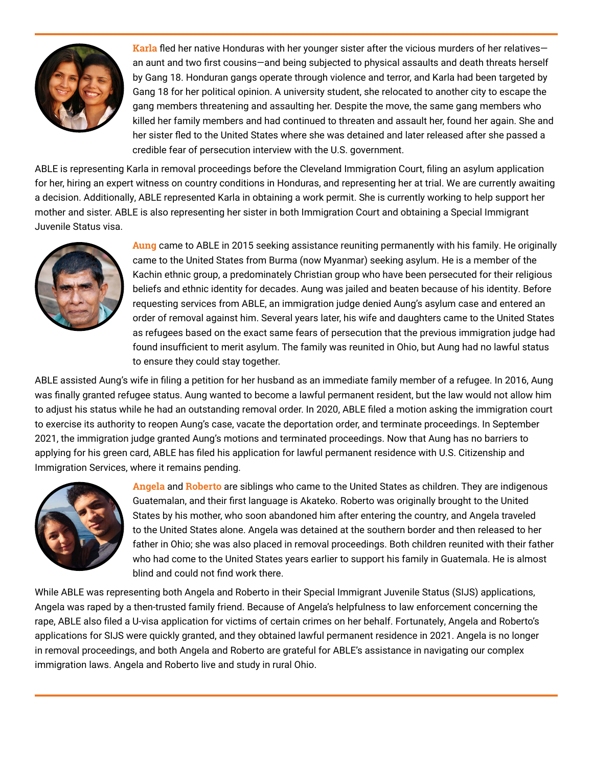**Karla** fled her native Honduras with her younger sister after the vicious murders of her relatives—an aunt and two first cousins—and being subjected to physical assaults and death threats herself by Gang 18. Honduran gangs operate through violence and terror, and Karla had been targeted by Gang 18 for her political opinion. A university student, she relocated to another city to escape the gang members threatening and assaulting her. Despite the move, the same gang members who killed her family members and had continued to threaten and assault her, found her again. She and her sister fled to the United States where she was detained and later released after she passed a credible fear of persecution interview with the U.S. government.

ABLE is representing Karla in removal proceedings before the Cleveland Immigration Court, filing an asylum application for her, hiring an expert witness on country conditions in Honduras, and representing her at trial. We are currently awaiting a decision. Additionally, ABLE represented Karla in obtaining a work permit. She is currently working to help support her mother and sister. ABLE is also representing her sister in both Immigration Court and obtaining a Special Immigrant Juvenile Status visa.

**Aung** came to ABLE in 2015 seeking assistance reuniting permanently with his family. He originally came to the United States from Burma (now Myanmar) seeking asylum. He is a member of the Kachin ethnic group, a predominately Christian group who have been persecuted for their religious beliefs and ethnic identity for decades. Aung was jailed and beaten because of his identity. Before requesting services from ABLE, an immigration judge denied Aung's asylum case and entered an order of removal against him. Several years later, his wife and daughters came to the United States as refugees based on the exact same fears of persecution that the previous immigration judge had found insufficient to merit asylum. The family was reunited in Ohio, but Aung had no lawful status to ensure they could stay together.

ABLE assisted Aung's wife in filing a petition for her husband as an immediate family member of a refugee. In 2016, Aung was finally granted refugee status. Aung wanted to become a lawful permanent resident, but the law would not allow him to adjust his status while he had an outstanding removal order. In 2020, ABLE filed a motion asking the immigration court to exercise its authority to reopen Aung's case, vacate the deportation order, and terminate proceedings. In September 2021, the immigration judge granted Aung's motions and terminated proceedings. Now that Aung has no barriers to applying for his green card, ABLE has filed his application for lawful permanent residence with U.S. Citizenship and Immigration Services, where it remains pending.

**Angela** and **Roberto** are siblings who came to the United States as children. They are indigenous Guatemalan, and their first language is Akateko. Roberto was originally brought to the United States by his mother, who soon abandoned him after entering the country, and Angela traveled to the United States alone. Angela was detained at the southern border and then released to her father in Ohio; she was also placed in removal proceedings. Both children reunited with their father who had come to the United States years earlier to support his family in Guatemala. He is almost blind and could not find work there.

While ABLE was representing both Angela and Roberto in their Special Immigrant Juvenile Status (SIJS) applications, Angela was raped by a then-trusted family friend. Because of Angela's helpfulness to law enforcement concerning the rape, ABLE also filed a U-visa application for victims of certain crimes on her behalf. Fortunately, Angela and Roberto's applications for SIJS were quickly granted, and they obtained lawful permanent residence in 2021. Angela is no longer in removal proceedings, and both Angela and Roberto are grateful for ABLE's assistance in navigating our complex immigration laws. Angela and Roberto live and study in rural Ohio.